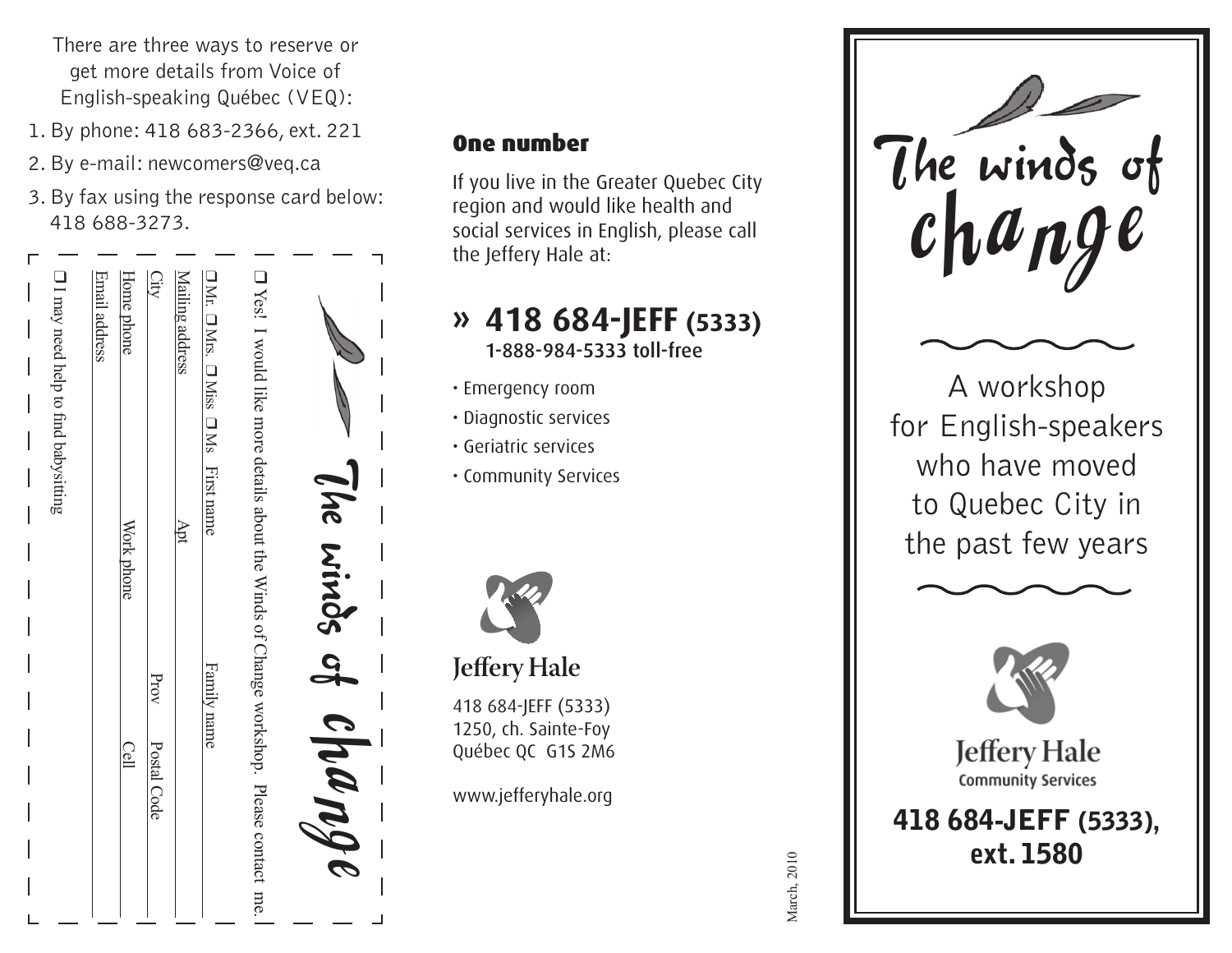There are three ways to reserve or get more details from Voice of English-speaking Québec (VEQ):

1. By phone: 418 683-2366, ext. 221
2. By e-mail: newcomers@veq.ca
3. By fax using the response card below: 418 688-3273.

The winds of change

❑ Yes! I would like more details about the Winds of Change workshop. Please contact me.

❑ Mr. ❑ Mrs. ❑ Miss ❑ Ms First name Family name

Mailing address Apt

City Prov Postal Code

Home phone Work phone Cell

Email address

❑ I may need help to find babysitting

## One number

If you live in the Greater Quebec City region and would like health and social services in English, please call the Jeffery Hale at:

**» 418 684-JEFF (5333)**
**1-888-984-5333 toll-free**

- Emergency room
- Diagnostic services
- Geriatric services
- Community Services

Jeffery Hale

418 684-JEFF (5333)
1250, ch. Sainte-Foy
Québec QC G1S 2M6

www.jefferyhale.org

March, 2010

# The winds of change

A workshop for English-speakers who have moved to Quebec City in the past few years

Jeffery Hale
Community Services

**418 684-JEFF (5333), ext. 1580**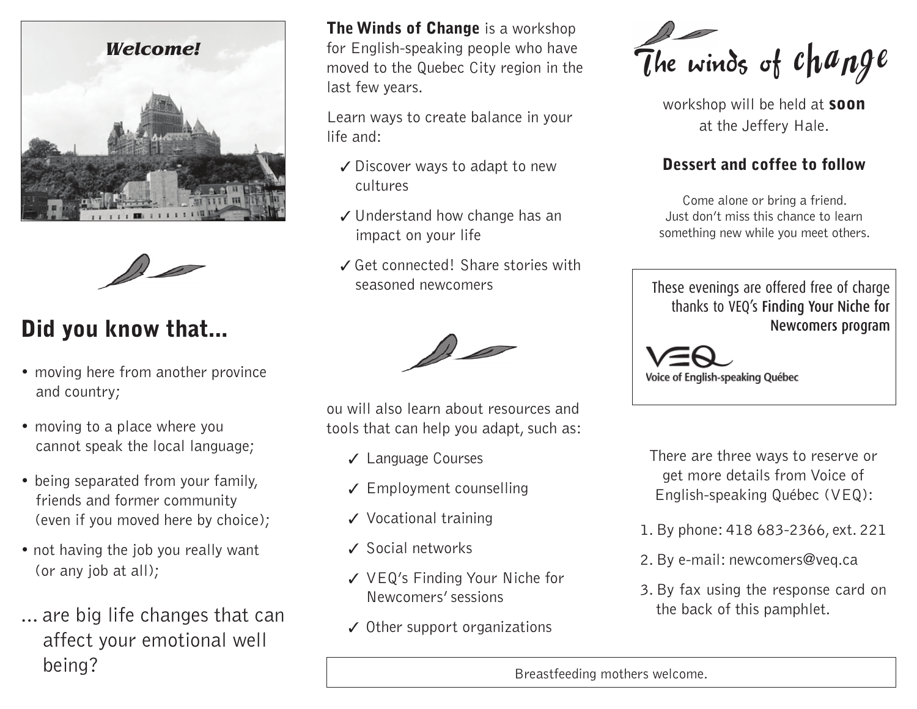*Welcome!*

## Did you know that...

- moving here from another province and country;
- moving to a place where you cannot speak the local language;
- being separated from your family, friends and former community (even if you moved here by choice);
- not having the job you really want (or any job at all);

... are big life changes that can affect your emotional well being?

**The Winds of Change** is a workshop for English-speaking people who have moved to the Quebec City region in the last few years.

Learn ways to create balance in your life and:

- ✓ Discover ways to adapt to new cultures
- ✓ Understand how change has an impact on your life
- ✓ Get connected! Share stories with seasoned newcomers

ou will also learn about resources and tools that can help you adapt, such as:

- ✓ Language Courses
- ✓ Employment counselling
- ✓ Vocational training
- ✓ Social networks
- ✓ VEQ's Finding Your Niche for Newcomers' sessions
- ✓ Other support organizations

Breastfeeding mothers welcome.

# The winds of change

workshop will be held at **soon** at the Jeffery Hale.

**Dessert and coffee to follow**

Come alone or bring a friend. Just don't miss this chance to learn something new while you meet others.

These evenings are offered free of charge thanks to VEQ's **Finding Your Niche for Newcomers program**

VEQ Voice of English-speaking Québec

There are three ways to reserve or get more details from Voice of English-speaking Québec (VEQ):

1. By phone: 418 683-2366, ext. 221
2. By e-mail: newcomers@veq.ca
3. By fax using the response card on the back of this pamphlet.